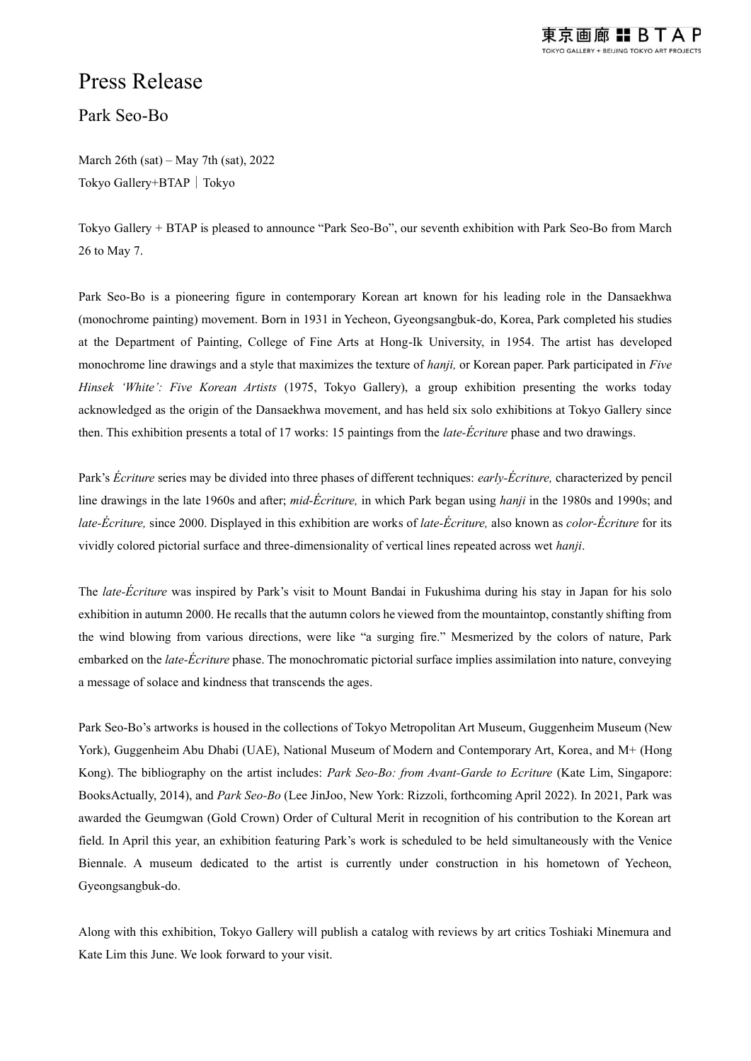# Press Release

## Park Seo-Bo

March 26th (sat) – May 7th (sat), 2022
Tokyo Gallery+BTAP｜Tokyo

Tokyo Gallery + BTAP is pleased to announce "Park Seo-Bo", our seventh exhibition with Park Seo-Bo from March 26 to May 7.

Park Seo-Bo is a pioneering figure in contemporary Korean art known for his leading role in the Dansaekhwa (monochrome painting) movement. Born in 1931 in Yecheon, Gyeongsangbuk-do, Korea, Park completed his studies at the Department of Painting, College of Fine Arts at Hong-Ik University, in 1954. The artist has developed monochrome line drawings and a style that maximizes the texture of *hanji,* or Korean paper. Park participated in *Five Hinsek 'White': Five Korean Artists* (1975, Tokyo Gallery), a group exhibition presenting the works today acknowledged as the origin of the Dansaekhwa movement, and has held six solo exhibitions at Tokyo Gallery since then. This exhibition presents a total of 17 works: 15 paintings from the *late-Écriture* phase and two drawings.

Park's *Écriture* series may be divided into three phases of different techniques: *early-Écriture,* characterized by pencil line drawings in the late 1960s and after; *mid-Écriture,* in which Park began using *hanji* in the 1980s and 1990s; and *late-Écriture,* since 2000. Displayed in this exhibition are works of *late-Écriture,* also known as *color-Écriture* for its vividly colored pictorial surface and three-dimensionality of vertical lines repeated across wet *hanji*.

The *late-Écriture* was inspired by Park's visit to Mount Bandai in Fukushima during his stay in Japan for his solo exhibition in autumn 2000. He recalls that the autumn colors he viewed from the mountaintop, constantly shifting from the wind blowing from various directions, were like "a surging fire." Mesmerized by the colors of nature, Park embarked on the *late-Écriture* phase. The monochromatic pictorial surface implies assimilation into nature, conveying a message of solace and kindness that transcends the ages.

Park Seo-Bo's artworks is housed in the collections of Tokyo Metropolitan Art Museum, Guggenheim Museum (New York), Guggenheim Abu Dhabi (UAE), National Museum of Modern and Contemporary Art, Korea, and M+ (Hong Kong). The bibliography on the artist includes: *Park Seo-Bo: from Avant-Garde to Ecriture* (Kate Lim, Singapore: BooksActually, 2014), and *Park Seo-Bo* (Lee JinJoo, New York: Rizzoli, forthcoming April 2022). In 2021, Park was awarded the Geumgwan (Gold Crown) Order of Cultural Merit in recognition of his contribution to the Korean art field. In April this year, an exhibition featuring Park's work is scheduled to be held simultaneously with the Venice Biennale. A museum dedicated to the artist is currently under construction in his hometown of Yecheon, Gyeongsangbuk-do.

Along with this exhibition, Tokyo Gallery will publish a catalog with reviews by art critics Toshiaki Minemura and Kate Lim this June. We look forward to your visit.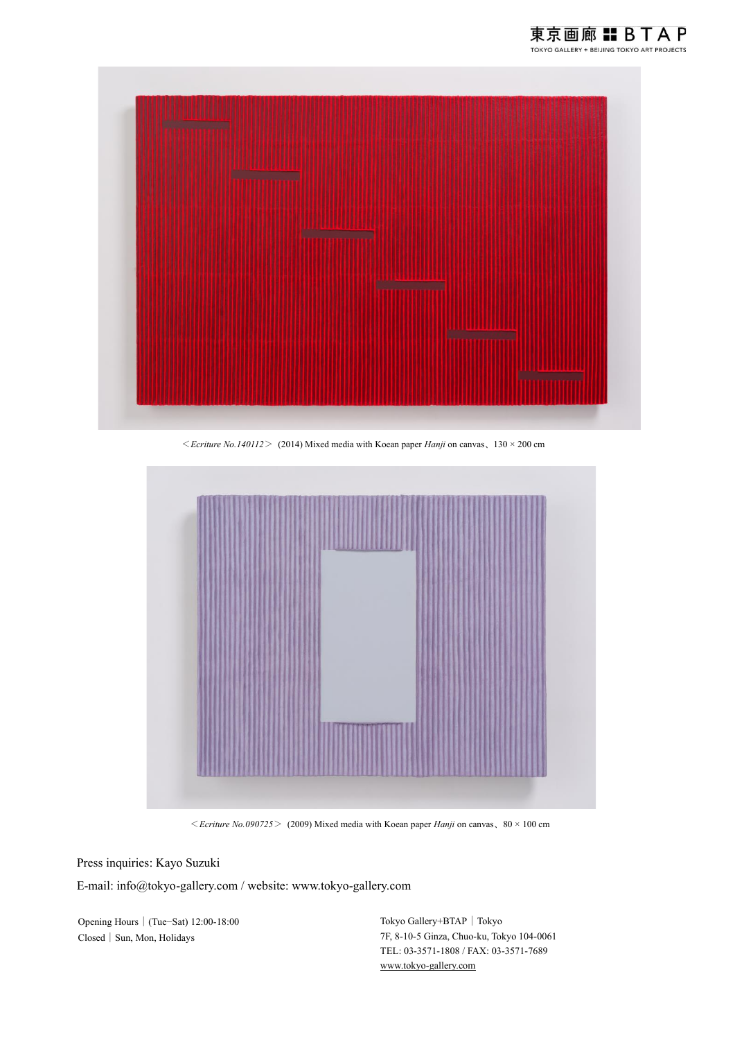＜*Ecriture No.140112*＞ (2014) Mixed media with Koean paper *Hanji* on canvas、130 × 200 cm

＜*Ecriture No.090725*＞ (2009) Mixed media with Koean paper *Hanji* on canvas、80 × 100 cm

Press inquiries: Kayo Suzuki

E-mail: info@tokyo-gallery.com / website: www.tokyo-gallery.com

Opening Hours｜(Tue−Sat) 12:00-18:00
Closed｜Sun, Mon, Holidays

Tokyo Gallery+BTAP｜Tokyo
7F, 8-10-5 Ginza, Chuo-ku, Tokyo 104-0061
TEL: 03-3571-1808 / FAX: 03-3571-7689
www.tokyo-gallery.com